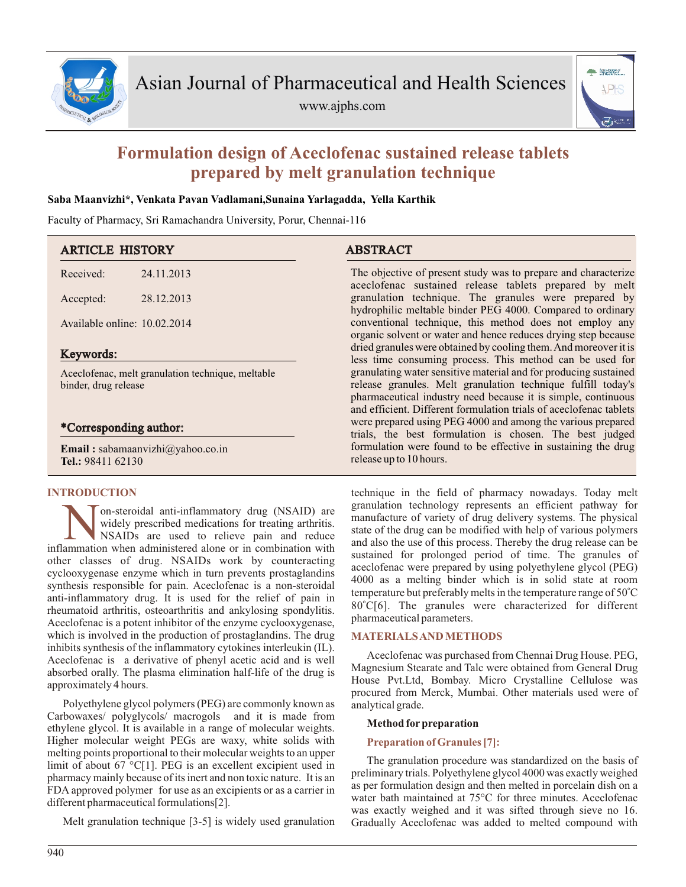# Formulation design of Aceclofenac sustained release tablets prepared by melt granulation technique

**Saba Maanvizhi*, Venkata Pavan Vadlamani,Sunaina Yarlagadda, Yella Karthik**

Faculty of Pharmacy, Sri Ramachandra University, Porur, Chennai-116

## ARTICLE HISTORY

Received: 24.11.2013

Accepted: 28.12.2013

Available online: 10.02.2014

## Keywords:

Aceclofenac, melt granulation technique, meltable binder, drug release

## *Corresponding author:

**Email :** sabamaanvizhi@yahoo.co.in
**Tel.:** 98411 62130

## ABSTRACT

The objective of present study was to prepare and characterize aceclofenac sustained release tablets prepared by melt granulation technique. The granules were prepared by hydrophilic meltable binder PEG 4000. Compared to ordinary conventional technique, this method does not employ any organic solvent or water and hence reduces drying step because dried granules were obtained by cooling them. And moreover it is less time consuming process. This method can be used for granulating water sensitive material and for producing sustained release granules. Melt granulation technique fulfill today's pharmaceutical industry need because it is simple, continuous and efficient. Different formulation trials of aceclofenac tablets were prepared using PEG 4000 and among the various prepared trials, the best formulation is chosen. The best judged formulation were found to be effective in sustaining the drug release up to 10 hours.

## INTRODUCTION

Non-steroidal anti-inflammatory drug (NSAID) are widely prescribed medications for treating arthritis. NSAIDs are used to relieve pain and reduce inflammation when administered alone or in combination with other classes of drug. NSAIDs work by counteracting cyclooxygenase enzyme which in turn prevents prostaglandins synthesis responsible for pain. Aceclofenac is a non-steroidal anti-inflammatory drug. It is used for the relief of pain in rheumatoid arthritis, osteoarthritis and ankylosing spondylitis. Aceclofenac is a potent inhibitor of the enzyme cyclooxygenase, which is involved in the production of prostaglandins. The drug inhibits synthesis of the inflammatory cytokines interleukin (IL). Aceclofenac is a derivative of phenyl acetic acid and is well absorbed orally. The plasma elimination half-life of the drug is approximately 4 hours.

Polyethylene glycol polymers (PEG) are commonly known as Carbowaxes/ polyglycols/ macrogols and it is made from ethylene glycol. It is available in a range of molecular weights. Higher molecular weight PEGs are waxy, white solids with melting points proportional to their molecular weights to an upper limit of about 67 °C[1]. PEG is an excellent excipient used in pharmacy mainly because of its inert and non toxic nature. It is an FDA approved polymer for use as an excipients or as a carrier in different pharmaceutical formulations[2].

Melt granulation technique [3-5] is widely used granulation technique in the field of pharmacy nowadays. Today melt granulation technology represents an efficient pathway for manufacture of variety of drug delivery systems. The physical state of the drug can be modified with help of various polymers and also the use of this process. Thereby the drug release can be sustained for prolonged period of time. The granules of aceclofenac were prepared by using polyethylene glycol (PEG) 4000 as a melting binder which is in solid state at room temperature but preferably melts in the temperature range of 50°C 80°C[6]. The granules were characterized for different pharmaceutical parameters.

## MATERIALS AND METHODS

Aceclofenac was purchased from Chennai Drug House. PEG, Magnesium Stearate and Talc were obtained from General Drug House Pvt.Ltd, Bombay. Micro Crystalline Cellulose was procured from Merck, Mumbai. Other materials used were of analytical grade.

### Method for preparation

#### Preparation of Granules [7]:

The granulation procedure was standardized on the basis of preliminary trials. Polyethylene glycol 4000 was exactly weighed as per formulation design and then melted in porcelain dish on a water bath maintained at 75°C for three minutes. Aceclofenac was exactly weighed and it was sifted through sieve no 16. Gradually Aceclofenac was added to melted compound with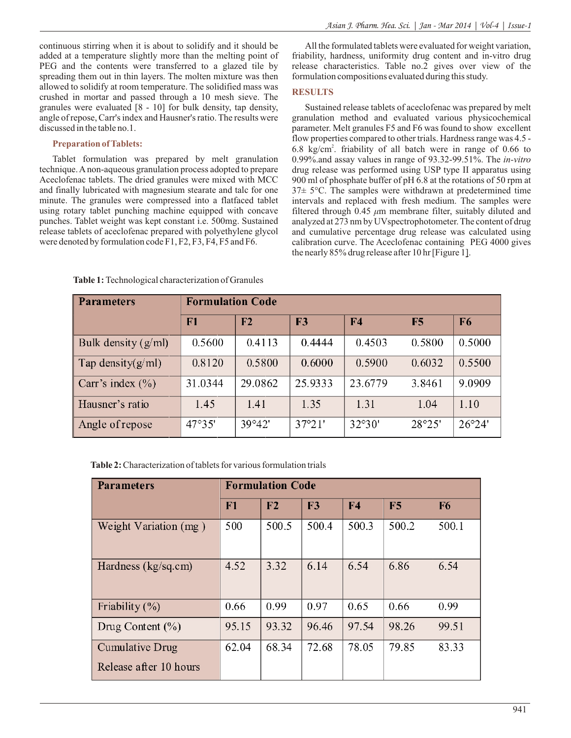continuous stirring when it is about to solidify and it should be added at a temperature slightly more than the melting point of PEG and the contents were transferred to a glazed tile by spreading them out in thin layers. The molten mixture was then allowed to solidify at room temperature. The solidified mass was crushed in mortar and passed through a 10 mesh sieve. The granules were evaluated [8 - 10] for bulk density, tap density, angle of repose, Carr's index and Hausner's ratio. The results were discussed in the table no.1.

### Preparation of Tablets:

Tablet formulation was prepared by melt granulation technique. A non-aqueous granulation process adopted to prepare Aceclofenac tablets. The dried granules were mixed with MCC and finally lubricated with magnesium stearate and talc for one minute. The granules were compressed into a flatfaced tablet using rotary tablet punching machine equipped with concave punches. Tablet weight was kept constant i.e. 500mg. Sustained release tablets of aceclofenac prepared with polyethylene glycol were denoted by formulation code F1, F2, F3, F4, F5 and F6.

All the formulated tablets were evaluated for weight variation, friability, hardness, uniformity drug content and in-vitro drug release characteristics. Table no.2 gives over view of the formulation compositions evaluated during this study.

## RESULTS

Sustained release tablets of aceclofenac was prepared by melt granulation method and evaluated various physicochemical parameter. Melt granules F5 and F6 was found to show excellent flow properties compared to other trials. Hardness range was 4.5 - 6.8 kg/cm$^2$. friability of all batch were in range of 0.66 to 0.99%.and assay values in range of 93.32-99.51%. The *in-vitro* drug release was performed using USP type II apparatus using 900 ml of phosphate buffer of pH 6.8 at the rotations of 50 rpm at 37± 5°C. The samples were withdrawn at predetermined time intervals and replaced with fresh medium. The samples were filtered through 0.45 $\mu$m membrane filter, suitably diluted and analyzed at 273 nm by UVspectrophotometer. The content of drug and cumulative percentage drug release was calculated using calibration curve. The Aceclofenac containing PEG 4000 gives the nearly 85% drug release after 10 hr [Figure 1].

**Table 1:** Technological characterization of Granules

| Parameters | Formulation Code | | | | | |
|---|---|---|---|---|---|---|
| | F1 | F2 | F3 | F4 | F5 | F6 |
| Bulk density (g/ml) | 0.5600 | 0.4113 | 0.4444 | 0.4503 | 0.5800 | 0.5000 |
| Tap density(g/ml) | 0.8120 | 0.5800 | 0.6000 | 0.5900 | 0.6032 | 0.5500 |
| Carr's index (%) | 31.0344 | 29.0862 | 25.9333 | 23.6779 | 3.8461 | 9.0909 |
| Hausner's ratio | 1.45 | 1.41 | 1.35 | 1.31 | 1.04 | 1.10 |
| Angle of repose | 47°35' | 39°42' | 37°21' | 32°30' | 28°25' | 26°24' |

**Table 2:** Characterization of tablets for various formulation trials

| Parameters | Formulation Code | | | | | |
|---|---|---|---|---|---|---|
| | F1 | F2 | F3 | F4 | F5 | F6 |
| Weight Variation (mg ) | 500 | 500.5 | 500.4 | 500.3 | 500.2 | 500.1 |
| Hardness (kg/sq.cm) | 4.52 | 3.32 | 6.14 | 6.54 | 6.86 | 6.54 |
| Friability (%) | 0.66 | 0.99 | 0.97 | 0.65 | 0.66 | 0.99 |
| Drug Content (%) | 95.15 | 93.32 | 96.46 | 97.54 | 98.26 | 99.51 |
| Cumulative Drug Release after 10 hours | 62.04 | 68.34 | 72.68 | 78.05 | 79.85 | 83.33 |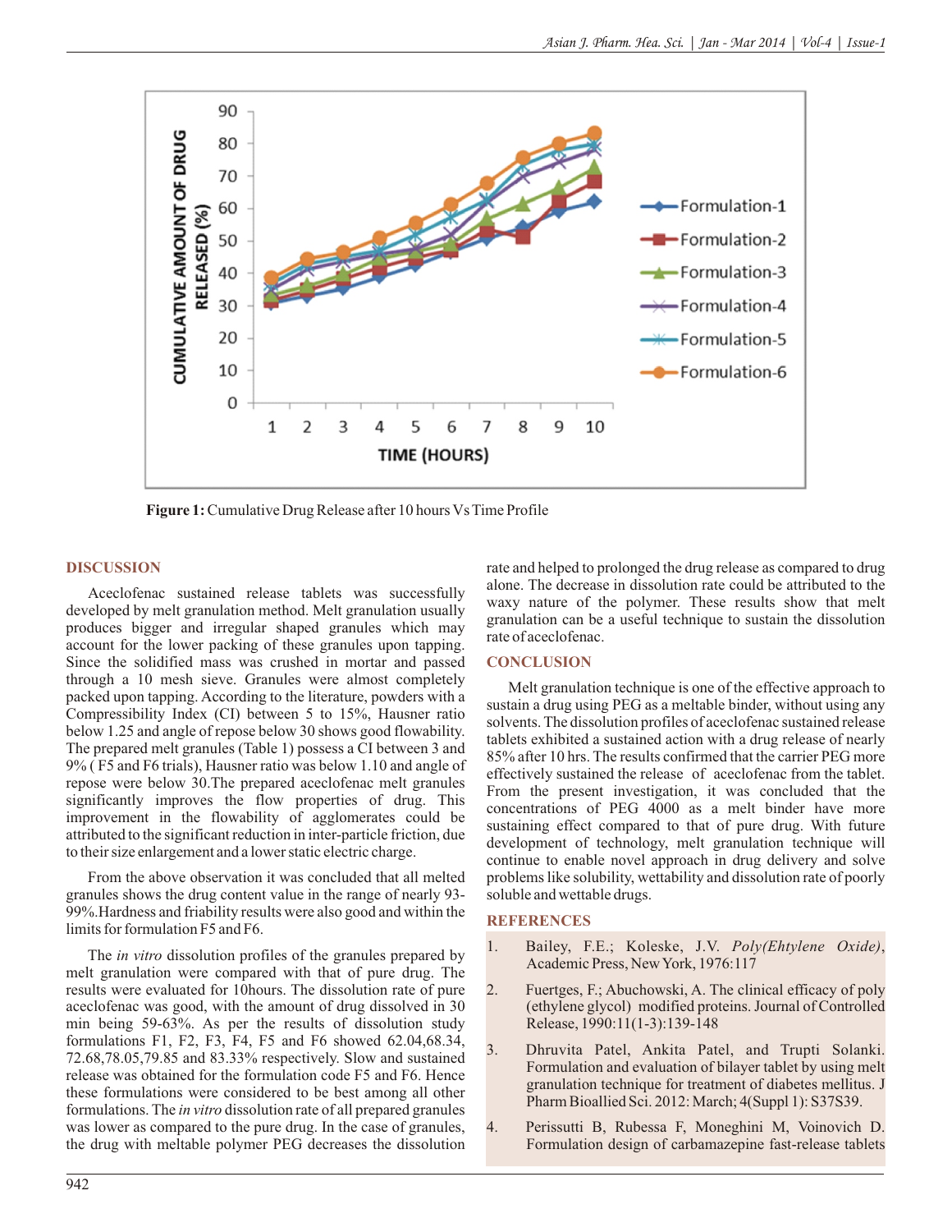**Figure 1:** Cumulative Drug Release after 10 hours Vs Time Profile

## DISCUSSION

Aceclofenac sustained release tablets was successfully developed by melt granulation method. Melt granulation usually produces bigger and irregular shaped granules which may account for the lower packing of these granules upon tapping. Since the solidified mass was crushed in mortar and passed through a 10 mesh sieve. Granules were almost completely packed upon tapping. According to the literature, powders with a Compressibility Index (CI) between 5 to 15%, Hausner ratio below 1.25 and angle of repose below 30 shows good flowability. The prepared melt granules (Table 1) possess a CI between 3 and 9% ( F5 and F6 trials), Hausner ratio was below 1.10 and angle of repose were below 30.The prepared aceclofenac melt granules significantly improves the flow properties of drug. This improvement in the flowability of agglomerates could be attributed to the significant reduction in inter-particle friction, due to their size enlargement and a lower static electric charge.

From the above observation it was concluded that all melted granules shows the drug content value in the range of nearly 93-99%.Hardness and friability results were also good and within the limits for formulation F5 and F6.

The *in vitro* dissolution profiles of the granules prepared by melt granulation were compared with that of pure drug. The results were evaluated for 10hours. The dissolution rate of pure aceclofenac was good, with the amount of drug dissolved in 30 min being 59-63%. As per the results of dissolution study formulations F1, F2, F3, F4, F5 and F6 showed 62.04,68.34, 72.68,78.05,79.85 and 83.33% respectively. Slow and sustained release was obtained for the formulation code F5 and F6. Hence these formulations were considered to be best among all other formulations. The *in vitro* dissolution rate of all prepared granules was lower as compared to the pure drug. In the case of granules, the drug with meltable polymer PEG decreases the dissolution rate and helped to prolonged the drug release as compared to drug alone. The decrease in dissolution rate could be attributed to the waxy nature of the polymer. These results show that melt granulation can be a useful technique to sustain the dissolution rate of aceclofenac.

## CONCLUSION

Melt granulation technique is one of the effective approach to sustain a drug using PEG as a meltable binder, without using any solvents. The dissolution profiles of aceclofenac sustained release tablets exhibited a sustained action with a drug release of nearly 85% after 10 hrs. The results confirmed that the carrier PEG more effectively sustained the release of aceclofenac from the tablet. From the present investigation, it was concluded that the concentrations of PEG 4000 as a melt binder have more sustaining effect compared to that of pure drug. With future development of technology, melt granulation technique will continue to enable novel approach in drug delivery and solve problems like solubility, wettability and dissolution rate of poorly soluble and wettable drugs.

## REFERENCES

1. Bailey, F.E.; Koleske, J.V. *Poly(Ehtylene Oxide)*, Academic Press, New York, 1976:117
2. Fuertges, F.; Abuchowski, A. The clinical efficacy of poly (ethylene glycol) modified proteins. Journal of Controlled Release, 1990:11(1-3):139-148
3. Dhruvita Patel, Ankita Patel, and Trupti Solanki. Formulation and evaluation of bilayer tablet by using melt granulation technique for treatment of diabetes mellitus. J Pharm Bioallied Sci. 2012: March; 4(Suppl 1): S37S39.
4. Perissutti B, Rubessa F, Moneghini M, Voinovich D. Formulation design of carbamazepine fast-release tablets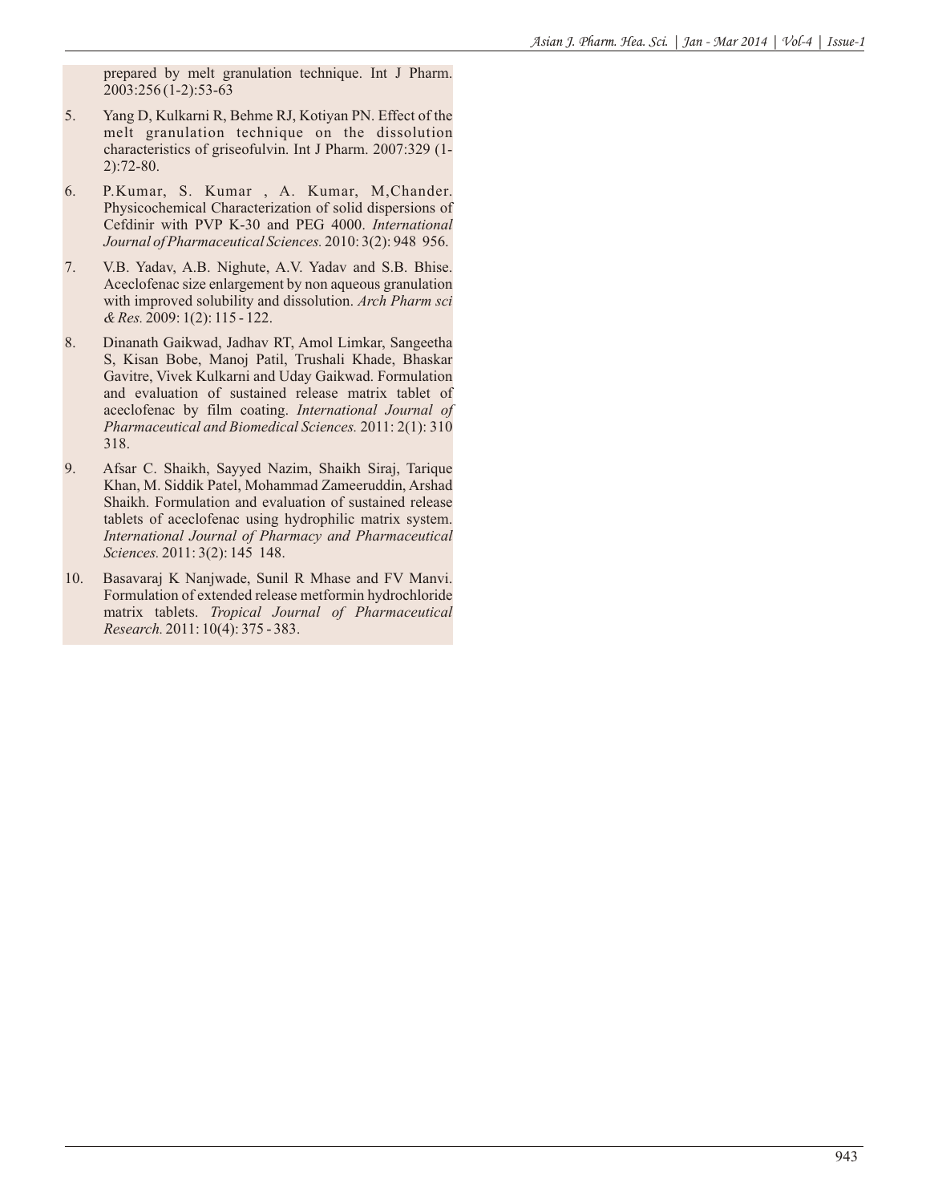prepared by melt granulation technique. Int J Pharm. 2003:256 (1-2):53-63

5. Yang D, Kulkarni R, Behme RJ, Kotiyan PN. Effect of the melt granulation technique on the dissolution characteristics of griseofulvin. Int J Pharm. 2007:329 (1-2):72-80.

6. P.Kumar, S. Kumar , A. Kumar, M,Chander. Physicochemical Characterization of solid dispersions of Cefdinir with PVP K-30 and PEG 4000. *International Journal of Pharmaceutical Sciences.* 2010: 3(2): 948 956.

7. V.B. Yadav, A.B. Nighute, A.V. Yadav and S.B. Bhise. Aceclofenac size enlargement by non aqueous granulation with improved solubility and dissolution. *Arch Pharm sci & Res.* 2009: 1(2): 115 - 122.

8. Dinanath Gaikwad, Jadhav RT, Amol Limkar, Sangeetha S, Kisan Bobe, Manoj Patil, Trushali Khade, Bhaskar Gavitre, Vivek Kulkarni and Uday Gaikwad. Formulation and evaluation of sustained release matrix tablet of aceclofenac by film coating. *International Journal of Pharmaceutical and Biomedical Sciences.* 2011: 2(1): 310 318.

9. Afsar C. Shaikh, Sayyed Nazim, Shaikh Siraj, Tarique Khan, M. Siddik Patel, Mohammad Zameeruddin, Arshad Shaikh. Formulation and evaluation of sustained release tablets of aceclofenac using hydrophilic matrix system. *International Journal of Pharmacy and Pharmaceutical Sciences.* 2011: 3(2): 145 148.

10. Basavaraj K Nanjwade, Sunil R Mhase and FV Manvi. Formulation of extended release metformin hydrochloride matrix tablets. *Tropical Journal of Pharmaceutical Research.* 2011: 10(4): 375 - 383.